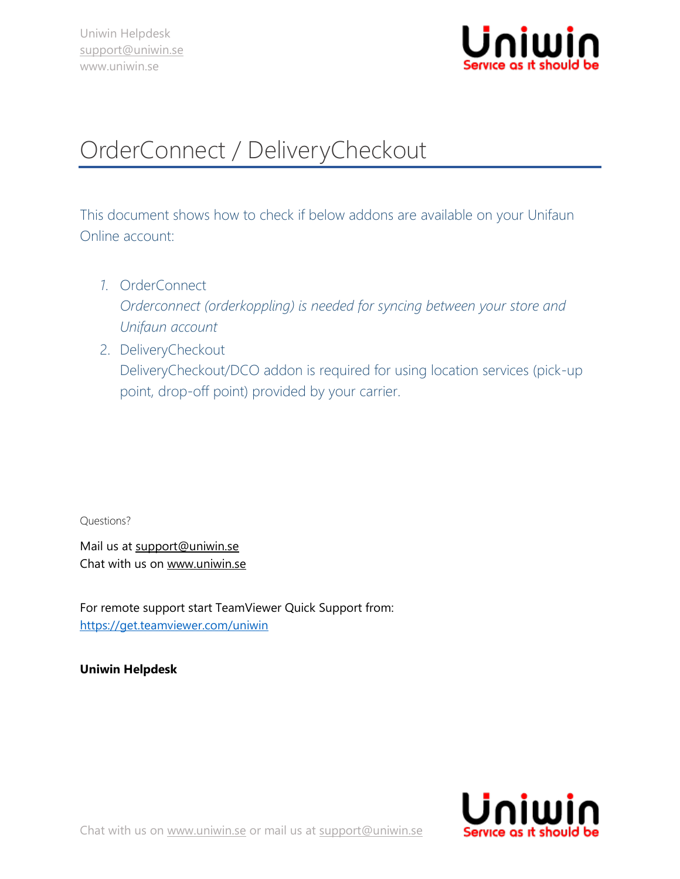# OrderConnect / DeliveryCheckout

This document shows how to check if below addons are available on your Unifaun Online account:

1. OrderConnect
   *Orderconnect (orderkoppling) is needed for syncing between your store and Unifaun account*
2. DeliveryCheckout
   DeliveryCheckout/DCO addon is required for using location services (pick-up point, drop-off point) provided by your carrier.

Questions?

Mail us at support@uniwin.se
Chat with us on www.uniwin.se

For remote support start TeamViewer Quick Support from:
https://get.teamviewer.com/uniwin

**Uniwin Helpdesk**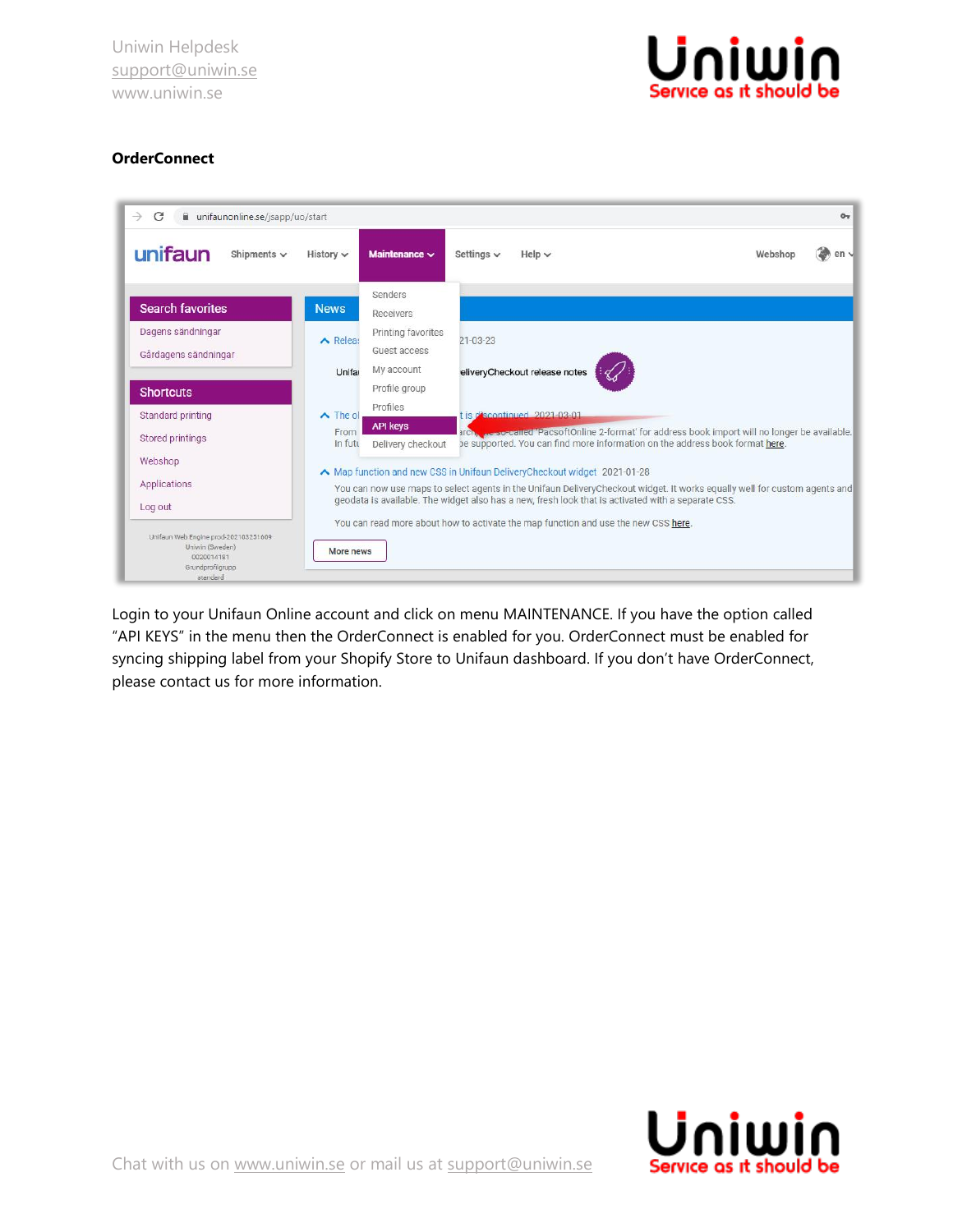**OrderConnect**

Login to your Unifaun Online account and click on menu MAINTENANCE. If you have the option called "API KEYS" in the menu then the OrderConnect is enabled for you. OrderConnect must be enabled for syncing shipping label from your Shopify Store to Unifaun dashboard. If you don't have OrderConnect, please contact us for more information.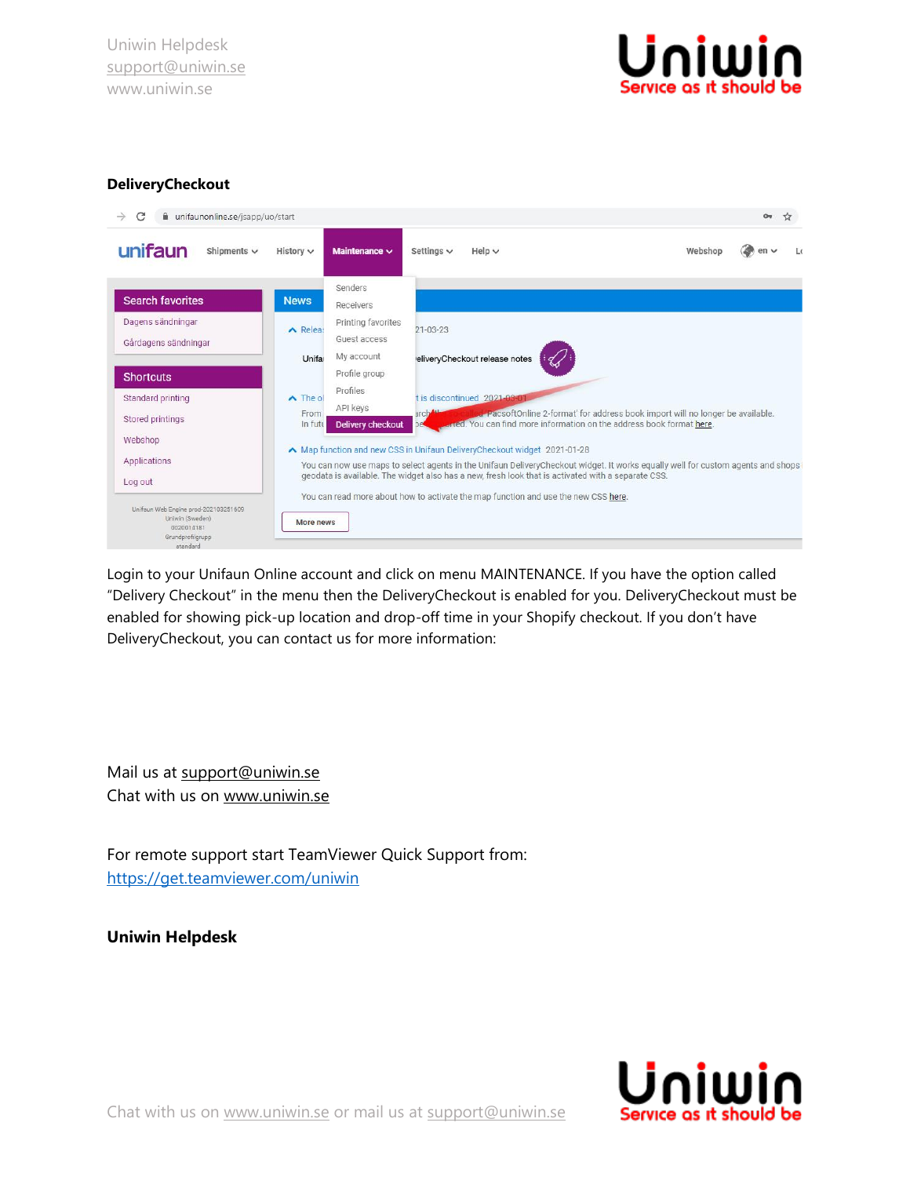**DeliveryCheckout**

Login to your Unifaun Online account and click on menu MAINTENANCE. If you have the option called "Delivery Checkout" in the menu then the DeliveryCheckout is enabled for you. DeliveryCheckout must be enabled for showing pick-up location and drop-off time in your Shopify checkout. If you don't have DeliveryCheckout, you can contact us for more information:

Mail us at support@uniwin.se
Chat with us on www.uniwin.se

For remote support start TeamViewer Quick Support from:
https://get.teamviewer.com/uniwin

**Uniwin Helpdesk**